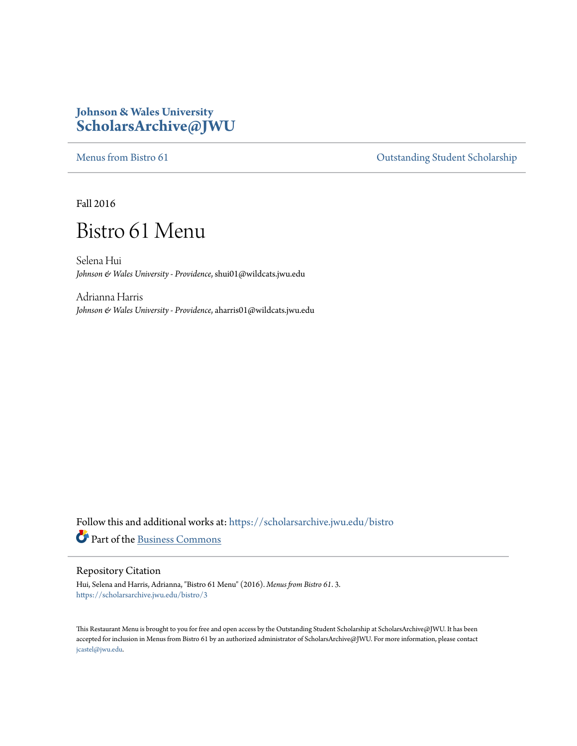**Johnson & Wales University**
**ScholarsArchive@JWU**

Menus from Bistro 61 | Outstanding Student Scholarship

Fall 2016

# Bistro 61 Menu

Selena Hui
*Johnson & Wales University - Providence*, shui01@wildcats.jwu.edu

Adrianna Harris
*Johnson & Wales University - Providence*, aharris01@wildcats.jwu.edu

Follow this and additional works at: https://scholarsarchive.jwu.edu/bistro

Part of the Business Commons

## Repository Citation

Hui, Selena and Harris, Adrianna, "Bistro 61 Menu" (2016). *Menus from Bistro 61*. 3.
https://scholarsarchive.jwu.edu/bistro/3

This Restaurant Menu is brought to you for free and open access by the Outstanding Student Scholarship at ScholarsArchive@JWU. It has been accepted for inclusion in Menus from Bistro 61 by an authorized administrator of ScholarsArchive@JWU. For more information, please contact jcastel@jwu.edu.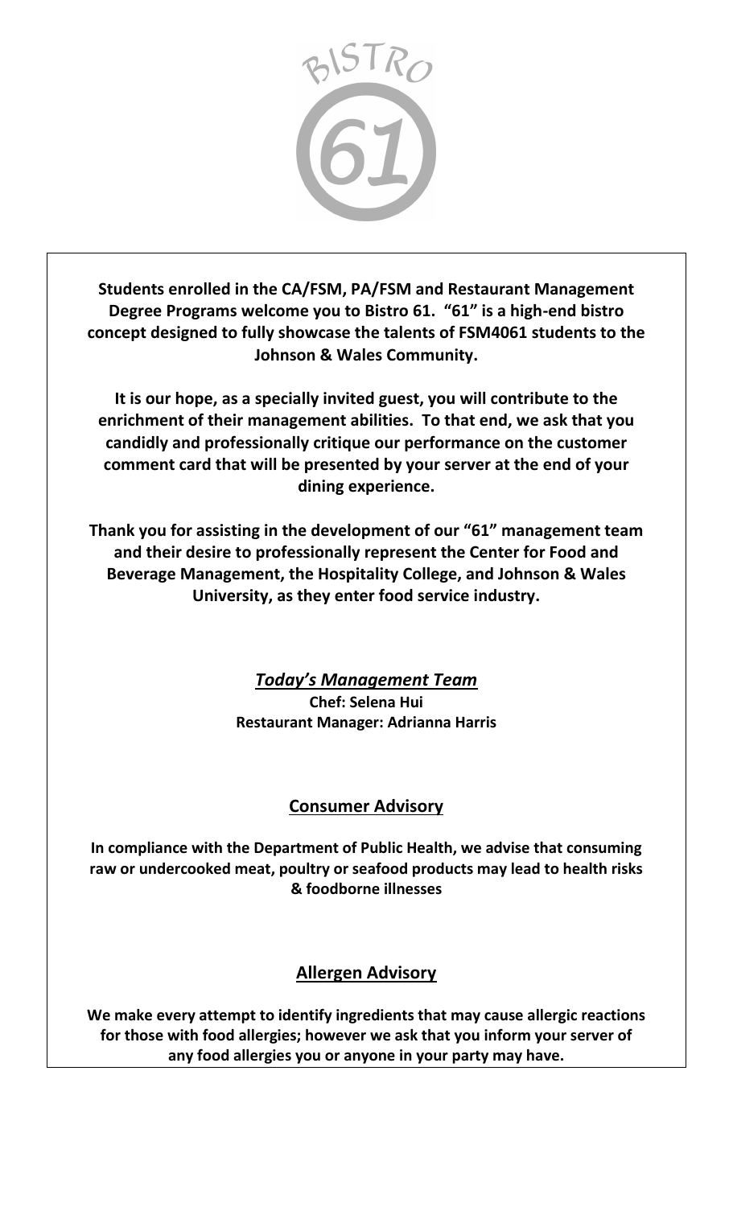# BISTRO 61

**Students enrolled in the CA/FSM, PA/FSM and Restaurant Management Degree Programs welcome you to Bistro 61. "61" is a high-end bistro concept designed to fully showcase the talents of FSM4061 students to the Johnson & Wales Community.**

**It is our hope, as a specially invited guest, you will contribute to the enrichment of their management abilities. To that end, we ask that you candidly and professionally critique our performance on the customer comment card that will be presented by your server at the end of your dining experience.**

**Thank you for assisting in the development of our "61" management team and their desire to professionally represent the Center for Food and Beverage Management, the Hospitality College, and Johnson & Wales University, as they enter food service industry.**

## ***Today's Management Team***

**Chef: Selena Hui**
**Restaurant Manager: Adrianna Harris**

## **Consumer Advisory**

**In compliance with the Department of Public Health, we advise that consuming raw or undercooked meat, poultry or seafood products may lead to health risks & foodborne illnesses**

## **Allergen Advisory**

**We make every attempt to identify ingredients that may cause allergic reactions for those with food allergies; however we ask that you inform your server of any food allergies you or anyone in your party may have.**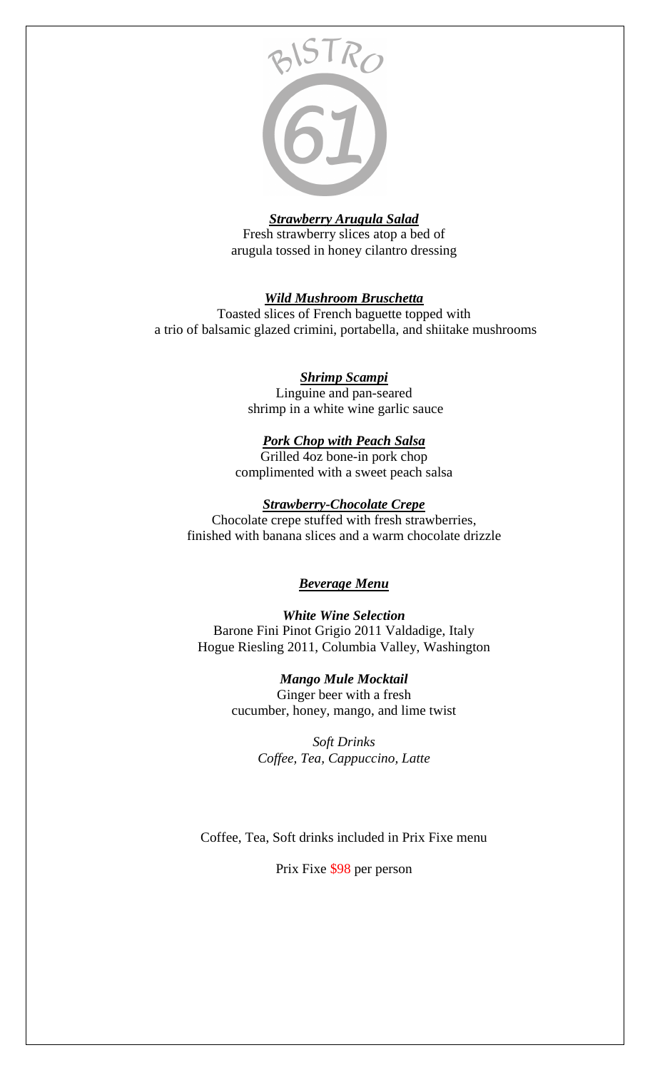BISTRO 61

***Strawberry Arugula Salad***
Fresh strawberry slices atop a bed of
arugula tossed in honey cilantro dressing

***Wild Mushroom Bruschetta***
Toasted slices of French baguette topped with
a trio of balsamic glazed crimini, portabella, and shiitake mushrooms

***Shrimp Scampi***
Linguine and pan-seared
shrimp in a white wine garlic sauce

***Pork Chop with Peach Salsa***
Grilled 4oz bone-in pork chop
complimented with a sweet peach salsa

***Strawberry-Chocolate Crepe***
Chocolate crepe stuffed with fresh strawberries,
finished with banana slices and a warm chocolate drizzle

***Beverage Menu***

***White Wine Selection***
Barone Fini Pinot Grigio 2011 Valdadige, Italy
Hogue Riesling 2011, Columbia Valley, Washington

***Mango Mule Mocktail***
Ginger beer with a fresh
cucumber, honey, mango, and lime twist

*Soft Drinks*
*Coffee, Tea, Cappuccino, Latte*

Coffee, Tea, Soft drinks included in Prix Fixe menu

Prix Fixe $98 per person